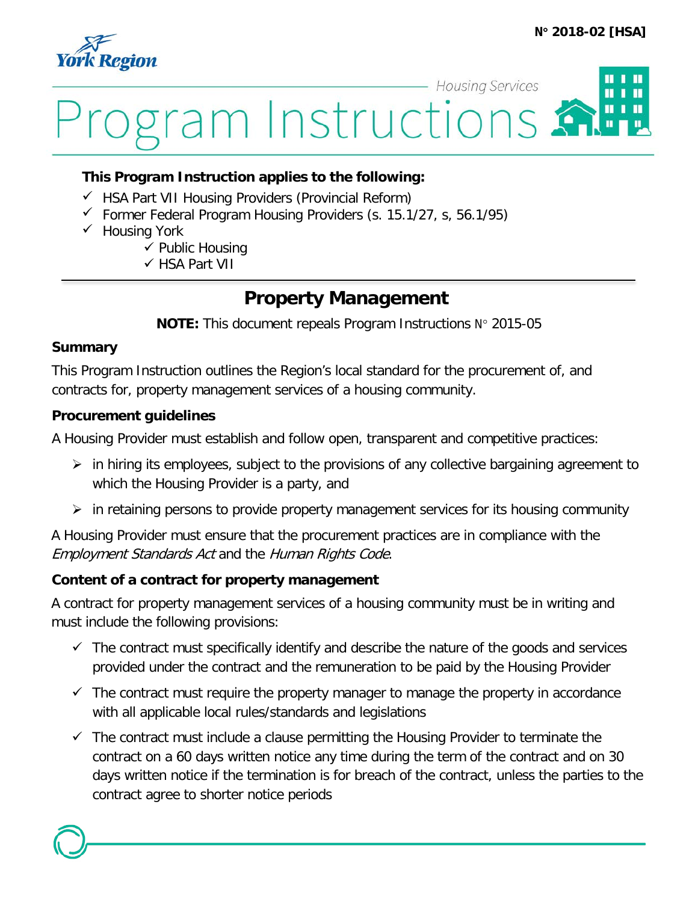N° 2018-02 [HSA]

York Region

Housing Services

# Program Instructions

**This Program Instruction applies to the following:**

- ✓ HSA Part VII Housing Providers (Provincial Reform)
- ✓ Former Federal Program Housing Providers (s. 15.1/27, s, 56.1/95)
- ✓ Housing York
  - ✓ Public Housing
  - ✓ HSA Part VII

## Property Management

**NOTE:** This document repeals Program Instructions N° 2015-05

### Summary

This Program Instruction outlines the Region's local standard for the procurement of, and contracts for, property management services of a housing community.

### Procurement guidelines

A Housing Provider must establish and follow open, transparent and competitive practices:

- in hiring its employees, subject to the provisions of any collective bargaining agreement to which the Housing Provider is a party, and
- in retaining persons to provide property management services for its housing community

A Housing Provider must ensure that the procurement practices are in compliance with the *Employment Standards Act* and the *Human Rights Code*.

### Content of a contract for property management

A contract for property management services of a housing community must be in writing and must include the following provisions:

- ✓ The contract must specifically identify and describe the nature of the goods and services provided under the contract and the remuneration to be paid by the Housing Provider
- ✓ The contract must require the property manager to manage the property in accordance with all applicable local rules/standards and legislations
- ✓ The contract must include a clause permitting the Housing Provider to terminate the contract on a 60 days written notice any time during the term of the contract and on 30 days written notice if the termination is for breach of the contract, unless the parties to the contract agree to shorter notice periods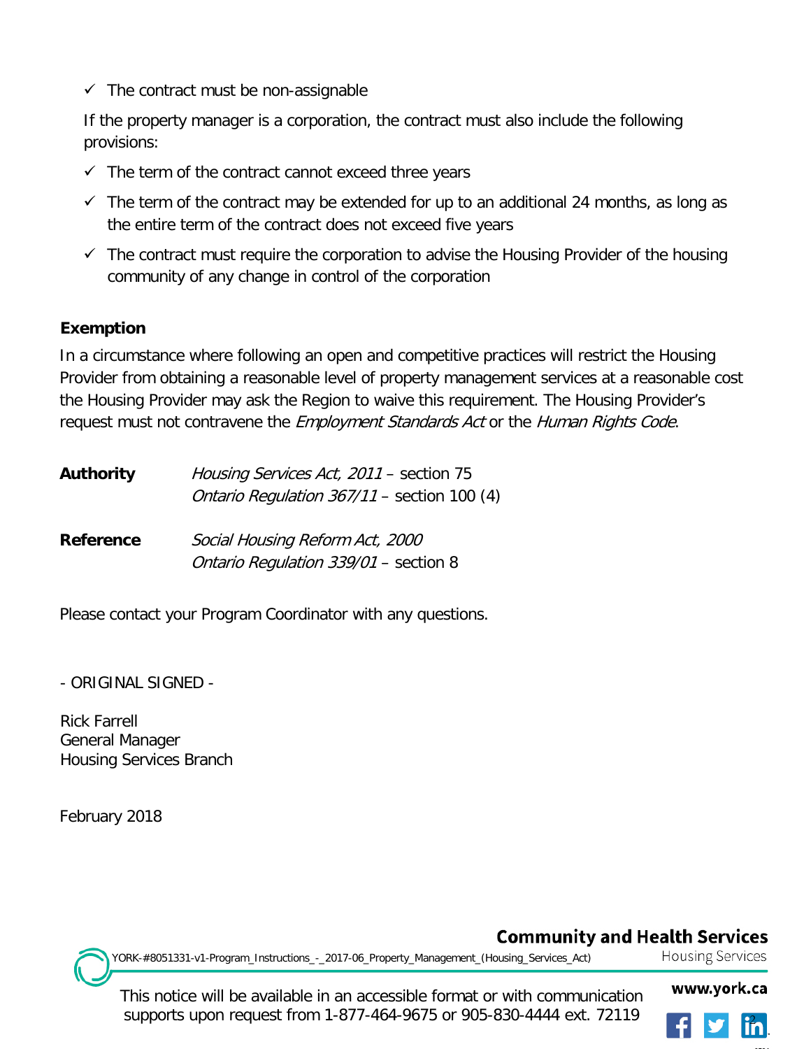- ✓ The contract must be non-assignable

If the property manager is a corporation, the contract must also include the following provisions:

- ✓ The term of the contract cannot exceed three years
- ✓ The term of the contract may be extended for up to an additional 24 months, as long as the entire term of the contract does not exceed five years
- ✓ The contract must require the corporation to advise the Housing Provider of the housing community of any change in control of the corporation

**Exemption**

In a circumstance where following an open and competitive practices will restrict the Housing Provider from obtaining a reasonable level of property management services at a reasonable cost the Housing Provider may ask the Region to waive this requirement. The Housing Provider's request must not contravene the *Employment Standards Act* or the *Human Rights Code*.

| | |
|---|---|
| **Authority** | *Housing Services Act, 2011* – section 75<br>*Ontario Regulation 367/11* – section 100 (4) |
| **Reference** | *Social Housing Reform Act, 2000*<br>*Ontario Regulation 339/01* – section 8 |

Please contact your Program Coordinator with any questions.

\- ORIGINAL SIGNED -

Rick Farrell
General Manager
Housing Services Branch

February 2018

YORK-#8051331-v1-Program_Instructions_-_2017-06_Property_Management_(Housing_Services_Act)

**Community and Health Services**
Housing Services

This notice will be available in an accessible format or with communication supports upon request from 1-877-464-9675 or 905-830-4444 ext. 72119

**www.york.ca**